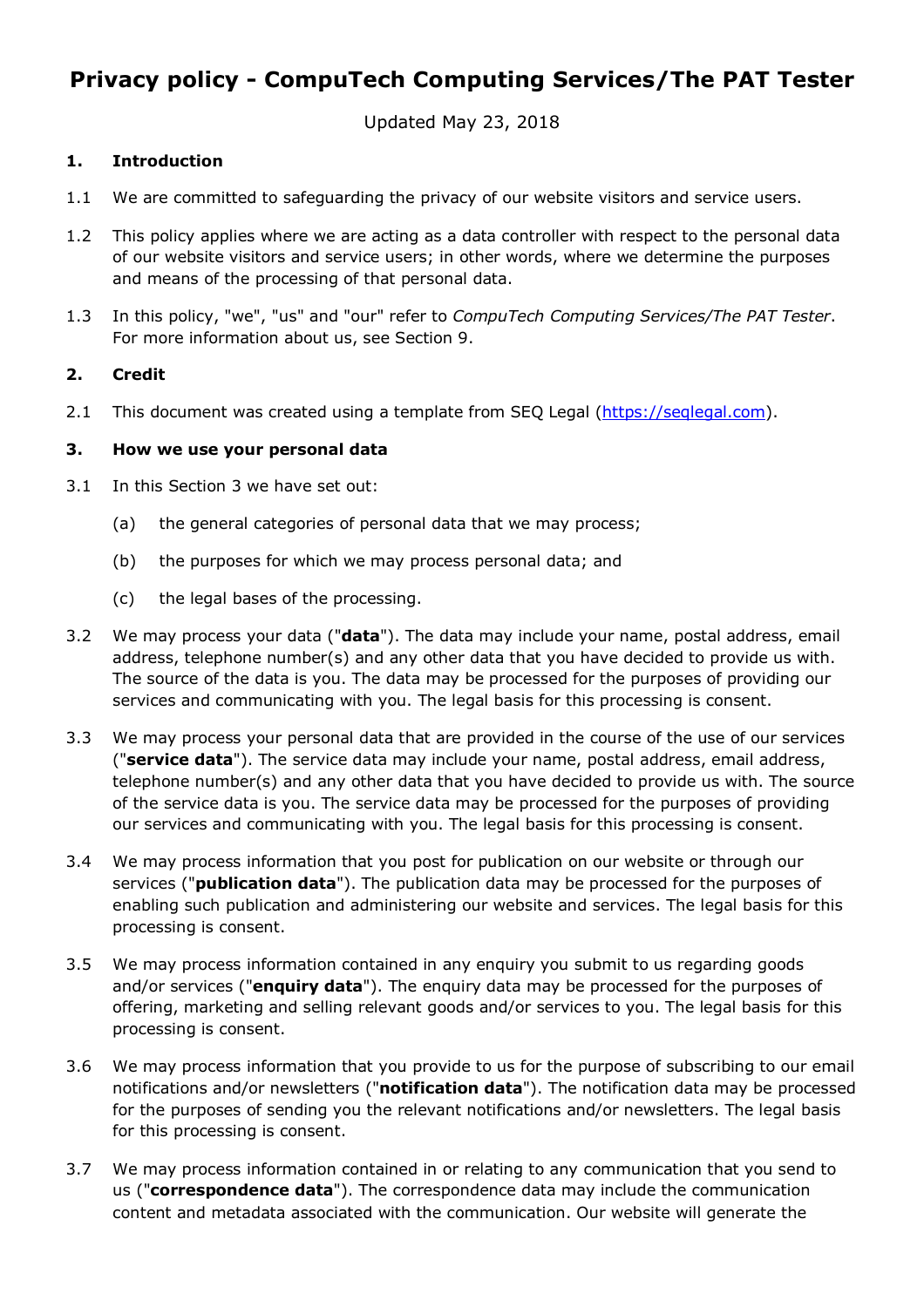# Privacy policy - CompuTech Computing Services/The PAT Tester

Updated May 23, 2018

## 1. Introduction

1.1 We are committed to safeguarding the privacy of our website visitors and service users.

1.2 This policy applies where we are acting as a data controller with respect to the personal data of our website visitors and service users; in other words, where we determine the purposes and means of the processing of that personal data.

1.3 In this policy, "we", "us" and "our" refer to *CompuTech Computing Services/The PAT Tester*. For more information about us, see Section 9.

## 2. Credit

2.1 This document was created using a template from SEQ Legal (https://seqlegal.com).

## 3. How we use your personal data

3.1 In this Section 3 we have set out:

(a) the general categories of personal data that we may process;

(b) the purposes for which we may process personal data; and

(c) the legal bases of the processing.

3.2 We may process your data ("**data**"). The data may include your name, postal address, email address, telephone number(s) and any other data that you have decided to provide us with. The source of the data is you. The data may be processed for the purposes of providing our services and communicating with you. The legal basis for this processing is consent.

3.3 We may process your personal data that are provided in the course of the use of our services ("**service data**"). The service data may include your name, postal address, email address, telephone number(s) and any other data that you have decided to provide us with. The source of the service data is you. The service data may be processed for the purposes of providing our services and communicating with you. The legal basis for this processing is consent.

3.4 We may process information that you post for publication on our website or through our services ("**publication data**"). The publication data may be processed for the purposes of enabling such publication and administering our website and services. The legal basis for this processing is consent.

3.5 We may process information contained in any enquiry you submit to us regarding goods and/or services ("**enquiry data**"). The enquiry data may be processed for the purposes of offering, marketing and selling relevant goods and/or services to you. The legal basis for this processing is consent.

3.6 We may process information that you provide to us for the purpose of subscribing to our email notifications and/or newsletters ("**notification data**"). The notification data may be processed for the purposes of sending you the relevant notifications and/or newsletters. The legal basis for this processing is consent.

3.7 We may process information contained in or relating to any communication that you send to us ("**correspondence data**"). The correspondence data may include the communication content and metadata associated with the communication. Our website will generate the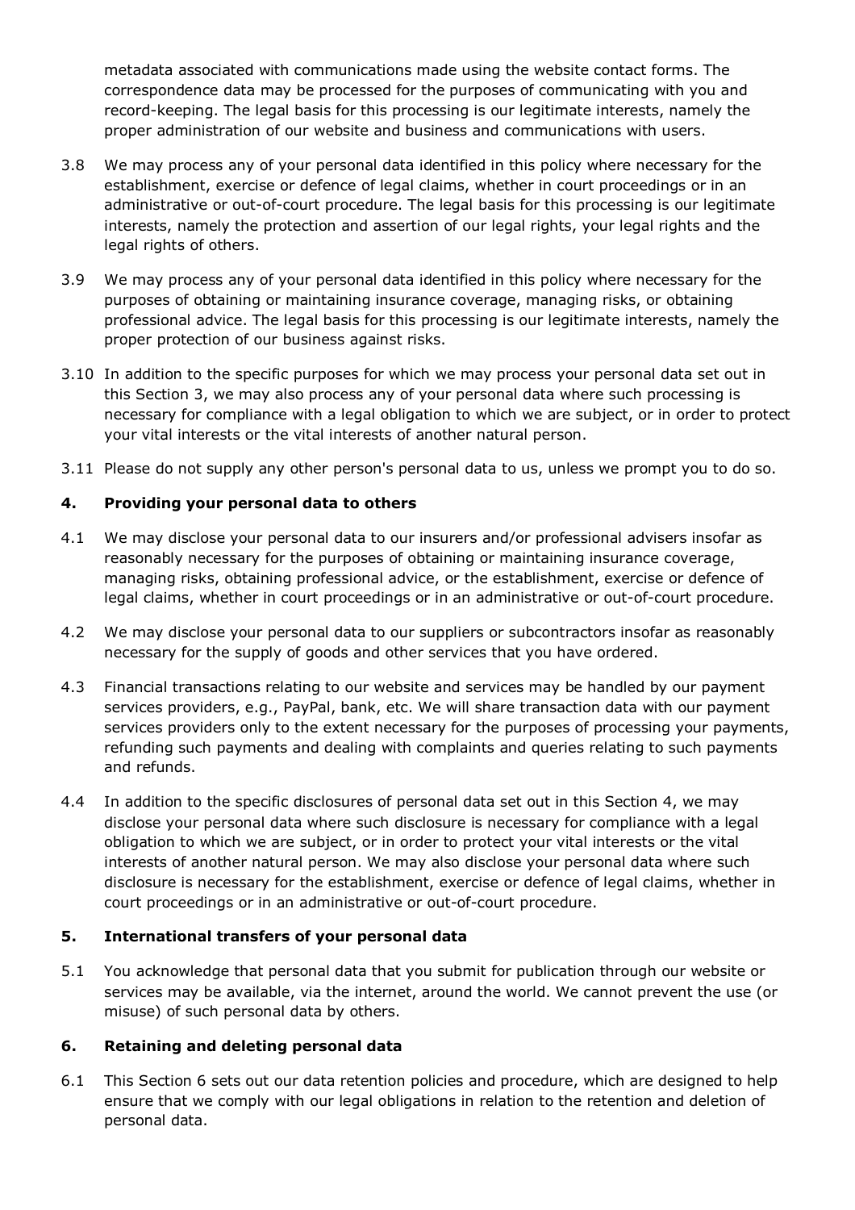metadata associated with communications made using the website contact forms. The correspondence data may be processed for the purposes of communicating with you and record-keeping. The legal basis for this processing is our legitimate interests, namely the proper administration of our website and business and communications with users.

3.8 We may process any of your personal data identified in this policy where necessary for the establishment, exercise or defence of legal claims, whether in court proceedings or in an administrative or out-of-court procedure. The legal basis for this processing is our legitimate interests, namely the protection and assertion of our legal rights, your legal rights and the legal rights of others.

3.9 We may process any of your personal data identified in this policy where necessary for the purposes of obtaining or maintaining insurance coverage, managing risks, or obtaining professional advice. The legal basis for this processing is our legitimate interests, namely the proper protection of our business against risks.

3.10 In addition to the specific purposes for which we may process your personal data set out in this Section 3, we may also process any of your personal data where such processing is necessary for compliance with a legal obligation to which we are subject, or in order to protect your vital interests or the vital interests of another natural person.

3.11 Please do not supply any other person's personal data to us, unless we prompt you to do so.

## 4. Providing your personal data to others

4.1 We may disclose your personal data to our insurers and/or professional advisers insofar as reasonably necessary for the purposes of obtaining or maintaining insurance coverage, managing risks, obtaining professional advice, or the establishment, exercise or defence of legal claims, whether in court proceedings or in an administrative or out-of-court procedure.

4.2 We may disclose your personal data to our suppliers or subcontractors insofar as reasonably necessary for the supply of goods and other services that you have ordered.

4.3 Financial transactions relating to our website and services may be handled by our payment services providers, e.g., PayPal, bank, etc. We will share transaction data with our payment services providers only to the extent necessary for the purposes of processing your payments, refunding such payments and dealing with complaints and queries relating to such payments and refunds.

4.4 In addition to the specific disclosures of personal data set out in this Section 4, we may disclose your personal data where such disclosure is necessary for compliance with a legal obligation to which we are subject, or in order to protect your vital interests or the vital interests of another natural person. We may also disclose your personal data where such disclosure is necessary for the establishment, exercise or defence of legal claims, whether in court proceedings or in an administrative or out-of-court procedure.

## 5. International transfers of your personal data

5.1 You acknowledge that personal data that you submit for publication through our website or services may be available, via the internet, around the world. We cannot prevent the use (or misuse) of such personal data by others.

## 6. Retaining and deleting personal data

6.1 This Section 6 sets out our data retention policies and procedure, which are designed to help ensure that we comply with our legal obligations in relation to the retention and deletion of personal data.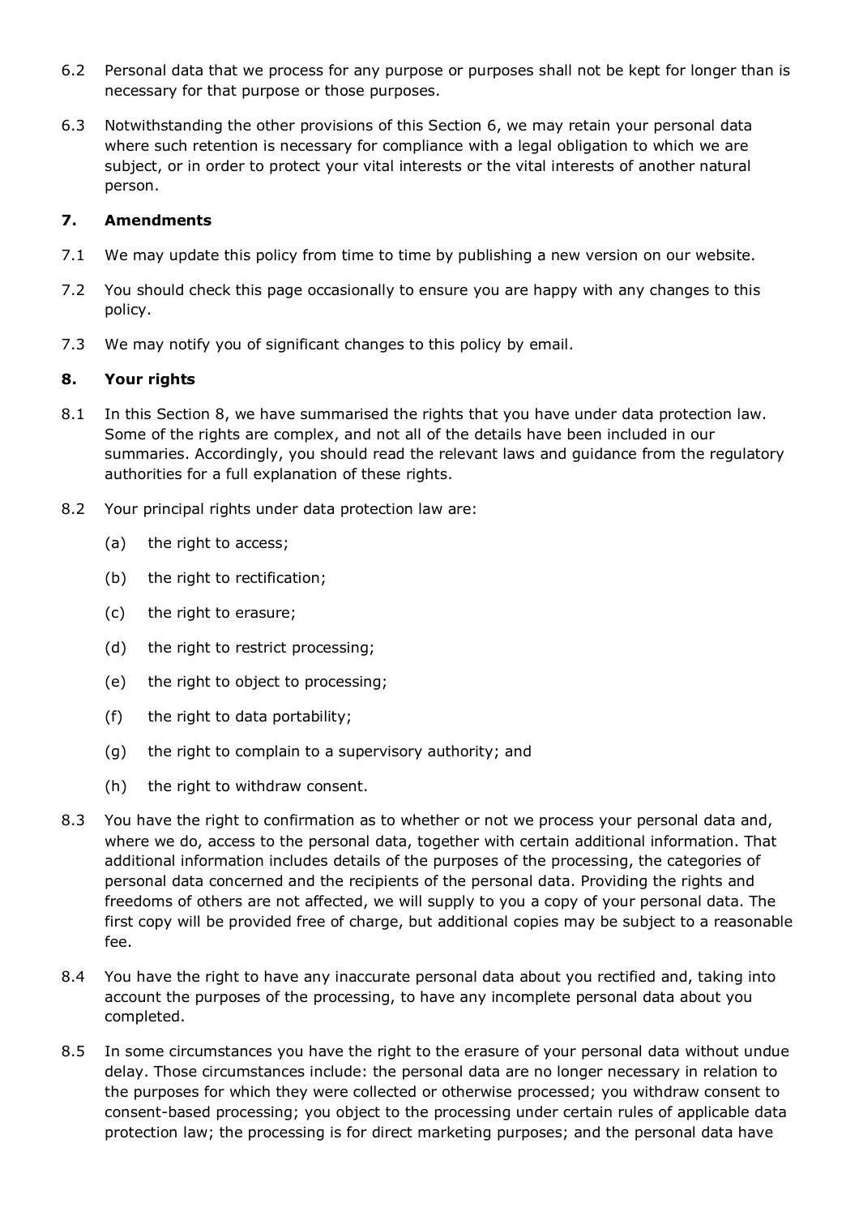6.2 Personal data that we process for any purpose or purposes shall not be kept for longer than is necessary for that purpose or those purposes.

6.3 Notwithstanding the other provisions of this Section 6, we may retain your personal data where such retention is necessary for compliance with a legal obligation to which we are subject, or in order to protect your vital interests or the vital interests of another natural person.

## 7. Amendments

7.1 We may update this policy from time to time by publishing a new version on our website.

7.2 You should check this page occasionally to ensure you are happy with any changes to this policy.

7.3 We may notify you of significant changes to this policy by email.

## 8. Your rights

8.1 In this Section 8, we have summarised the rights that you have under data protection law. Some of the rights are complex, and not all of the details have been included in our summaries. Accordingly, you should read the relevant laws and guidance from the regulatory authorities for a full explanation of these rights.

8.2 Your principal rights under data protection law are:

(a) the right to access;

(b) the right to rectification;

(c) the right to erasure;

(d) the right to restrict processing;

(e) the right to object to processing;

(f) the right to data portability;

(g) the right to complain to a supervisory authority; and

(h) the right to withdraw consent.

8.3 You have the right to confirmation as to whether or not we process your personal data and, where we do, access to the personal data, together with certain additional information. That additional information includes details of the purposes of the processing, the categories of personal data concerned and the recipients of the personal data. Providing the rights and freedoms of others are not affected, we will supply to you a copy of your personal data. The first copy will be provided free of charge, but additional copies may be subject to a reasonable fee.

8.4 You have the right to have any inaccurate personal data about you rectified and, taking into account the purposes of the processing, to have any incomplete personal data about you completed.

8.5 In some circumstances you have the right to the erasure of your personal data without undue delay. Those circumstances include: the personal data are no longer necessary in relation to the purposes for which they were collected or otherwise processed; you withdraw consent to consent-based processing; you object to the processing under certain rules of applicable data protection law; the processing is for direct marketing purposes; and the personal data have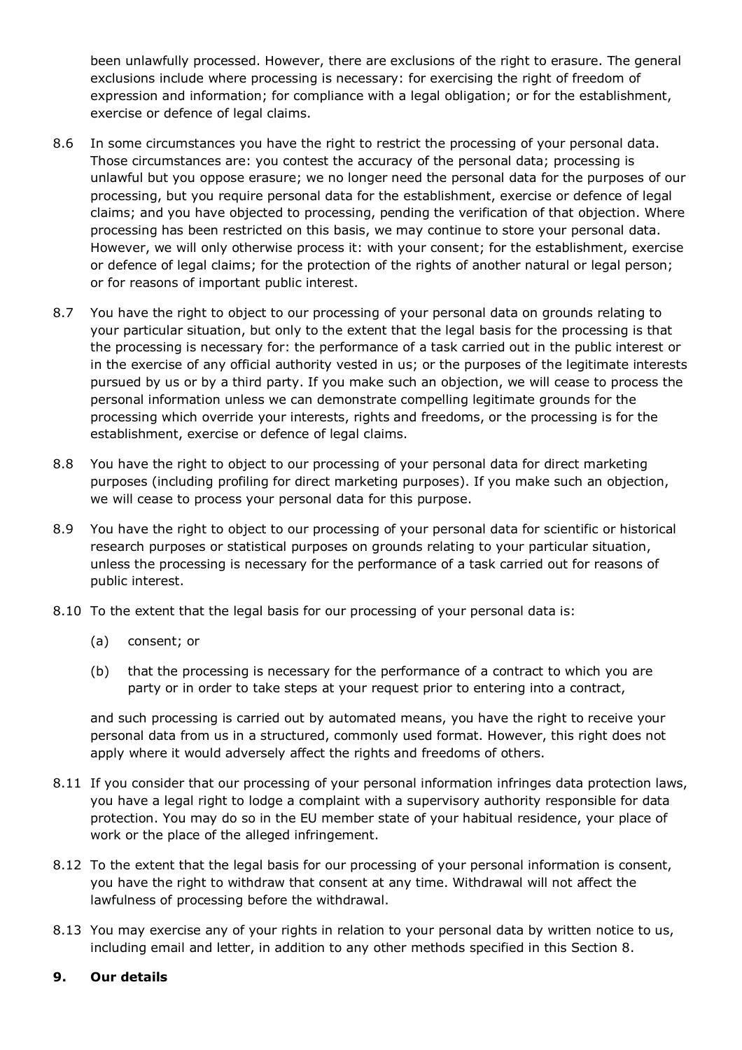been unlawfully processed. However, there are exclusions of the right to erasure. The general exclusions include where processing is necessary: for exercising the right of freedom of expression and information; for compliance with a legal obligation; or for the establishment, exercise or defence of legal claims.

8.6 In some circumstances you have the right to restrict the processing of your personal data. Those circumstances are: you contest the accuracy of the personal data; processing is unlawful but you oppose erasure; we no longer need the personal data for the purposes of our processing, but you require personal data for the establishment, exercise or defence of legal claims; and you have objected to processing, pending the verification of that objection. Where processing has been restricted on this basis, we may continue to store your personal data. However, we will only otherwise process it: with your consent; for the establishment, exercise or defence of legal claims; for the protection of the rights of another natural or legal person; or for reasons of important public interest.

8.7 You have the right to object to our processing of your personal data on grounds relating to your particular situation, but only to the extent that the legal basis for the processing is that the processing is necessary for: the performance of a task carried out in the public interest or in the exercise of any official authority vested in us; or the purposes of the legitimate interests pursued by us or by a third party. If you make such an objection, we will cease to process the personal information unless we can demonstrate compelling legitimate grounds for the processing which override your interests, rights and freedoms, or the processing is for the establishment, exercise or defence of legal claims.

8.8 You have the right to object to our processing of your personal data for direct marketing purposes (including profiling for direct marketing purposes). If you make such an objection, we will cease to process your personal data for this purpose.

8.9 You have the right to object to our processing of your personal data for scientific or historical research purposes or statistical purposes on grounds relating to your particular situation, unless the processing is necessary for the performance of a task carried out for reasons of public interest.

8.10 To the extent that the legal basis for our processing of your personal data is:

(a) consent; or

(b) that the processing is necessary for the performance of a contract to which you are party or in order to take steps at your request prior to entering into a contract,

and such processing is carried out by automated means, you have the right to receive your personal data from us in a structured, commonly used format. However, this right does not apply where it would adversely affect the rights and freedoms of others.

8.11 If you consider that our processing of your personal information infringes data protection laws, you have a legal right to lodge a complaint with a supervisory authority responsible for data protection. You may do so in the EU member state of your habitual residence, your place of work or the place of the alleged infringement.

8.12 To the extent that the legal basis for our processing of your personal information is consent, you have the right to withdraw that consent at any time. Withdrawal will not affect the lawfulness of processing before the withdrawal.

8.13 You may exercise any of your rights in relation to your personal data by written notice to us, including email and letter, in addition to any other methods specified in this Section 8.

**9. Our details**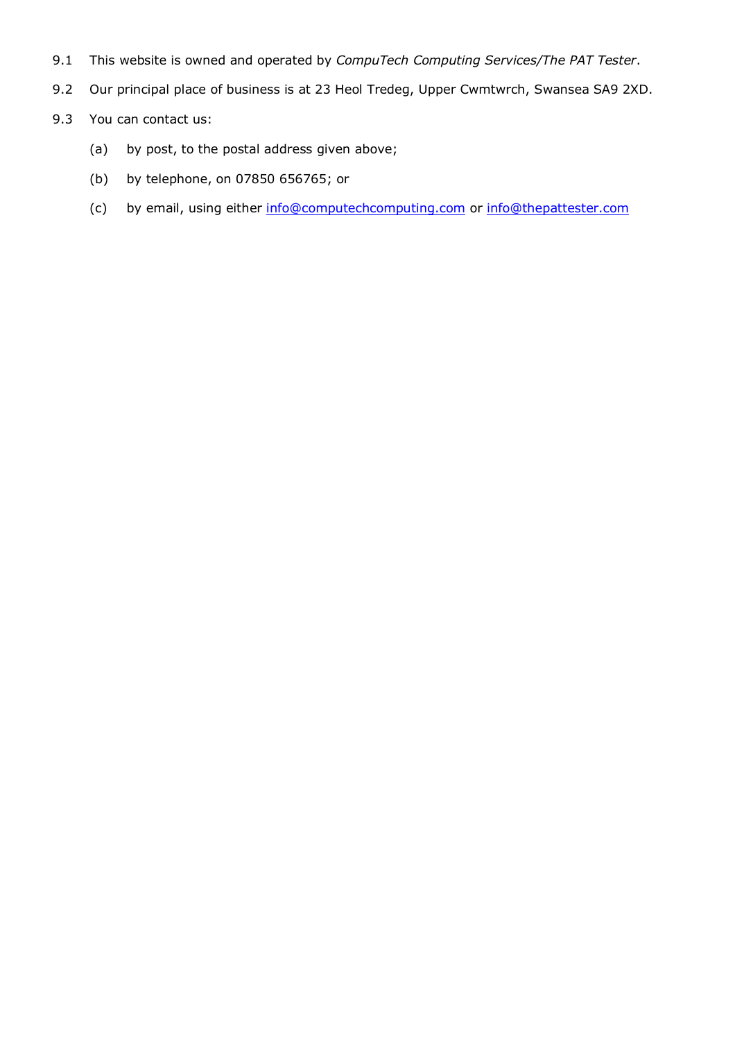9.1 This website is owned and operated by *CompuTech Computing Services/The PAT Tester*.

9.2 Our principal place of business is at 23 Heol Tredeg, Upper Cwmtwrch, Swansea SA9 2XD.

9.3 You can contact us:

(a) by post, to the postal address given above;

(b) by telephone, on 07850 656765; or

(c) by email, using either info@computechcomputing.com or info@thepattester.com